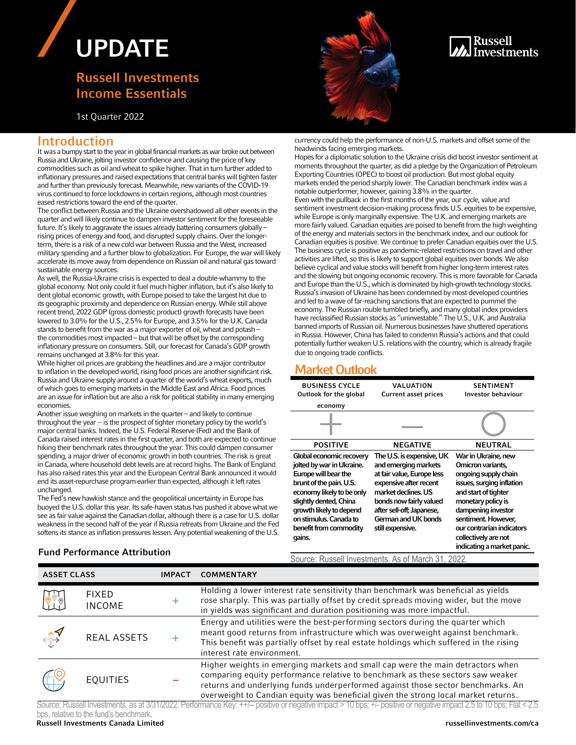# UPDATE

## Russell Investments Income Essentials

1st Quarter 2022

## Introduction

It was a bumpy start to the year in global financial markets as war broke out between Russia and Ukraine, jolting investor confidence and causing the price of key commodities such as oil and wheat to spike higher. That in turn further added to inflationary pressures and raised expectations that central banks will tighten faster and further than previously forecast. Meanwhile, new variants of the COVID-19 virus continued to force lockdowns in certain regions, although most countries eased restrictions toward the end of the quarter.

The conflict between Russia and the Ukraine overshadowed all other events in the quarter and will likely continue to dampen investor sentiment for the foreseeable future. It's likely to aggravate the issues already battering consumers globally – rising prices of energy and food, and disrupted supply chains. Over the longer-term, there is a risk of a new cold war between Russia and the West, increased military spending and a further blow to globalization. For Europe, the war will likely accelerate its move away from dependence on Russian oil and natural gas toward sustainable energy sources.

As well, the Russia-Ukraine crisis is expected to deal a double-whammy to the global economy. Not only could it fuel much higher inflation, but it's also likely to dent global economic growth, with Europe poised to take the largest hit due to its geographic proximity and dependence on Russian energy. While still above recent trend, 2022 GDP (gross domestic product) growth forecasts have been lowered to 3.0% for the U.S., 2.5% for Europe, and 3.5% for the U.K. Canada stands to benefit from the war as a major exporter of oil, wheat and potash – the commodities most impacted – but that will be offset by the corresponding inflationary pressure on consumers. Still, our forecast for Canada's GDP growth remains unchanged at 3.8% for this year.

While higher oil prices are grabbing the headlines and are a major contributor to inflation in the developed world, rising food prices are another significant risk. Russia and Ukraine supply around a quarter of the world's wheat exports, much of which goes to emerging markets in the Middle East and Africa. Food prices are an issue for inflation but are also a risk for political stability in many emerging economies.

Another issue weighing on markets in the quarter – and likely to continue throughout the year -- is the prospect of tighter monetary policy by the world's major central banks. Indeed, the U.S. Federal Reserve (Fed) and the Bank of Canada raised interest rates in the first quarter, and both are expected to continue hiking their benchmark rates throughout the year. This could dampen consumer spending, a major driver of economic growth in both countries. The risk is great in Canada, where household debt levels are at record highs. The Bank of England has also raised rates this year and the European Central Bank announced it would end its asset-repurchase program earlier than expected, although it left rates unchanged.

The Fed's new hawkish stance and the geopolitical uncertainty in Europe has buoyed the U.S. dollar this year. Its safe-haven status has pushed it above what we see as fair value against the Canadian dollar, although there is a case for U.S. dollar weakness in the second half of the year if Russia retreats from Ukraine and the Fed softens its stance as inflation pressures lessen. Any potential weakening of the U.S. currency could help the performance of non-U.S. markets and offset some of the headwinds facing emerging markets.

Hopes for a diplomatic solution to the Ukraine crisis did boost investor sentiment at moments throughout the quarter, as did a pledge by the Organization of Petroleum Exporting Countries (OPEC) to boost oil production. But most global equity markets ended the period sharply lower. The Canadian benchmark index was a notable outperformer, however, gaining 3.8% in the quarter.

Even with the pullback in the first months of the year, our cycle, value and sentiment investment decision-making process finds U.S. equities to be expensive, while Europe is only marginally expensive. The U.K. and emerging markets are more fairly valued. Canadian equities are poised to benefit from the high weighting of the energy and materials sectors in the benchmark index, and our outlook for Canadian equities is positive. We continue to prefer Canadian equities over the U.S. The business cycle is positive as pandemic-related restrictions on travel and other activities are lifted, so this is likely to support global equities over bonds. We also believe cyclical and value stocks will benefit from higher long-term interest rates and the slowing but ongoing economic recovery. This is more favorable for Canada and Europe than the U.S., which is dominated by high-growth technology stocks.

Russia's invasion of Ukraine has been condemned by most developed countries and led to a wave of far-reaching sanctions that are expected to pummel the economy. The Russian rouble tumbled briefly, and many global index providers have reclassified Russian stocks as "uninvestable." The U.S., U.K. and Australia banned imports of Russian oil. Numerous businesses have shuttered operations in Russia. However, China has failed to condemn Russia's actions and that could potentially further weaken U.S. relations with the country, which is already fragile due to ongoing trade conflicts.

## Market Outlook

| BUSINESS CYCLE<br>Outlook for the global economy | VALUATION<br>Current asset prices | SENTIMENT<br>Investor behaviour |
|---|---|---|
| + | — | ○ |
| POSITIVE | NEGATIVE | NEUTRAL |
| **Global economic recovery jolted by war in Ukraine. Europe will bear the brunt of the pain. U.S. economy likely to be only slightly dented, China growth likely to depend on stimulus. Canada to benefit from commodity gains.** | **The U.S. is expensive, UK and emerging markets at fair value, Europe less expensive after recent market declines. US bonds now fairly valued after sell-off; Japanese, German and UK bonds still expensive.** | **War in Ukraine, new Omicron variants, ongoing supply chain issues, surging inflation and start of tighter monetary policy is dampening investor sentiment. However, our contrarian indicators collectively are not indicating a market panic.** |

Source: Russell Investments. As of March 31, 2022.

### Fund Performance Attribution

| ASSET CLASS | IMPACT | COMMENTARY |
|---|---|---|
| FIXED INCOME | + | Holding a lower interest rate sensitivity than benchmark was beneficial as yields rose sharply. This was partially offset by credit spreads moving wider, but the move in yields was significant and duration positioning was more impactful. |
| REAL ASSETS | + | Energy and utilities were the best-performing sectors during the quarter which meant good returns from infrastructure which was overweight against benchmark. This benefit was partially offset by real estate holdings which suffered in the rising interest rate environment. |
| EQUITIES | – | Higher weights in emerging markets and small cap were the main detractors when comparing equity performance relative to benchmark as these sectors saw weaker returns and underlying funds underperformed against those sector benchmarks. An overweight to Candian equity was beneficial given the strong local market returns. |

Source: Russell Investments, as at 3/31/2022. Performance Key: ++/-- positive or negative impact > 10 bps; +/- positive or negative impact 2.5 to 10 bps; Flat < 2.5 bps, relative to the fund's benchmark.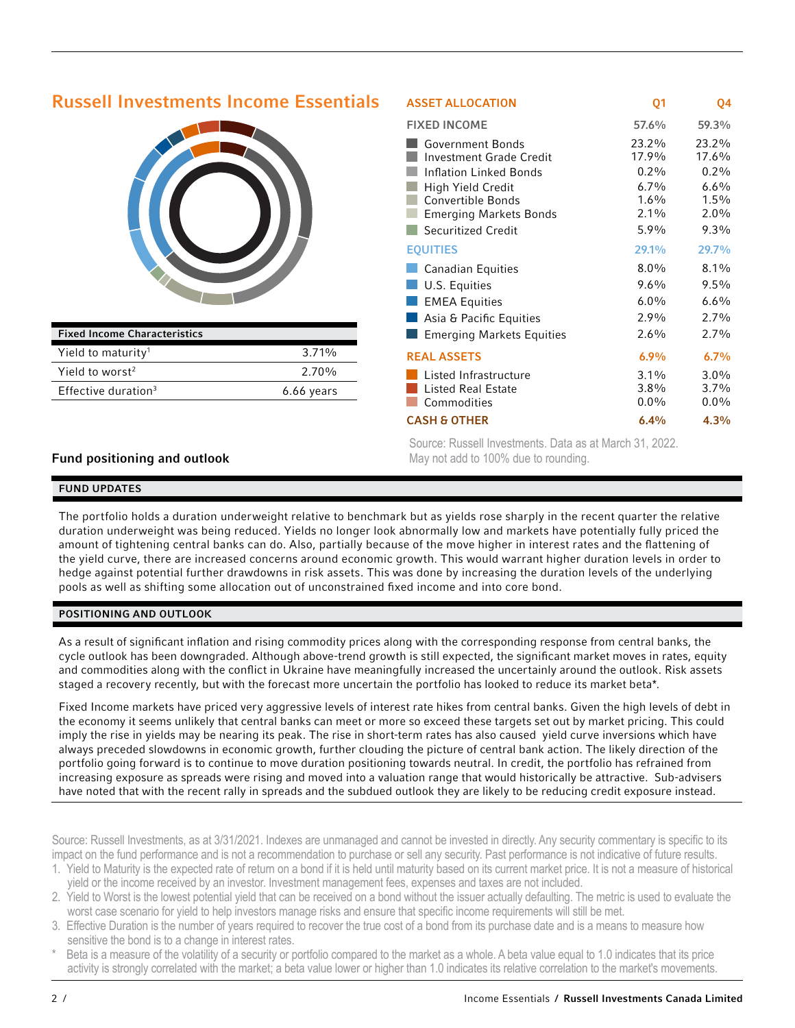## Russell Investments Income Essentials

| Fixed Income Characteristics | |
|---|---|
| Yield to maturity[1] | 3.71% |
| Yield to worst[2] | 2.70% |
| Effective duration[3] | 6.66 years |

| ASSET ALLOCATION | Q1 | Q4 |
|---|---|---|
| **FIXED INCOME** | **57.6%** | **59.3%** |
| Government Bonds | 23.2% | 23.2% |
| Investment Grade Credit | 17.9% | 17.6% |
| Inflation Linked Bonds | 0.2% | 0.2% |
| High Yield Credit | 6.7% | 6.6% |
| Convertible Bonds | 1.6% | 1.5% |
| Emerging Markets Bonds | 2.1% | 2.0% |
| Securitized Credit | 5.9% | 9.3% |
| **EQUITIES** | **29.1%** | **29.7%** |
| Canadian Equities | 8.0% | 8.1% |
| U.S. Equities | 9.6% | 9.5% |
| EMEA Equities | 6.0% | 6.6% |
| Asia & Pacific Equities | 2.9% | 2.7% |
| Emerging Markets Equities | 2.6% | 2.7% |
| **REAL ASSETS** | **6.9%** | **6.7%** |
| Listed Infrastructure | 3.1% | 3.0% |
| Listed Real Estate | 3.8% | 3.7% |
| Commodities | 0.0% | 0.0% |
| **CASH & OTHER** | **6.4%** | **4.3%** |

Source: Russell Investments. Data as at March 31, 2022.
May not add to 100% due to rounding.

### Fund positioning and outlook

#### FUND UPDATES

The portfolio holds a duration underweight relative to benchmark but as yields rose sharply in the recent quarter the relative duration underweight was being reduced. Yields no longer look abnormally low and markets have potentially fully priced the amount of tightening central banks can do. Also, partially because of the move higher in interest rates and the flattening of the yield curve, there are increased concerns around economic growth. This would warrant higher duration levels in order to hedge against potential further drawdowns in risk assets. This was done by increasing the duration levels of the underlying pools as well as shifting some allocation out of unconstrained fixed income and into core bond.

#### POSITIONING AND OUTLOOK

As a result of significant inflation and rising commodity prices along with the corresponding response from central banks, the cycle outlook has been downgraded. Although above-trend growth is still expected, the significant market moves in rates, equity and commodities along with the conflict in Ukraine have meaningfully increased the uncertainly around the outlook. Risk assets staged a recovery recently, but with the forecast more uncertain the portfolio has looked to reduce its market beta*.

Fixed Income markets have priced very aggressive levels of interest rate hikes from central banks. Given the high levels of debt in the economy it seems unlikely that central banks can meet or more so exceed these targets set out by market pricing. This could imply the rise in yields may be nearing its peak. The rise in short-term rates has also caused yield curve inversions which have always preceded slowdowns in economic growth, further clouding the picture of central bank action. The likely direction of the portfolio going forward is to continue to move duration positioning towards neutral. In credit, the portfolio has refrained from increasing exposure as spreads were rising and moved into a valuation range that would historically be attractive. Sub-advisers have noted that with the recent rally in spreads and the subdued outlook they are likely to be reducing credit exposure instead.

Source: Russell Investments, as at 3/31/2021. Indexes are unmanaged and cannot be invested in directly. Any security commentary is specific to its impact on the fund performance and is not a recommendation to purchase or sell any security. Past performance is not indicative of future results.

1. Yield to Maturity is the expected rate of return on a bond if it is held until maturity based on its current market price. It is not a measure of historical yield or the income received by an investor. Investment management fees, expenses and taxes are not included.
2. Yield to Worst is the lowest potential yield that can be received on a bond without the issuer actually defaulting. The metric is used to evaluate the worst case scenario for yield to help investors manage risks and ensure that specific income requirements will still be met.
3. Effective Duration is the number of years required to recover the true cost of a bond from its purchase date and is a means to measure how sensitive the bond is to a change in interest rates.

\* Beta is a measure of the volatility of a security or portfolio compared to the market as a whole. A beta value equal to 1.0 indicates that its price activity is strongly correlated with the market; a beta value lower or higher than 1.0 indicates its relative correlation to the market's movements.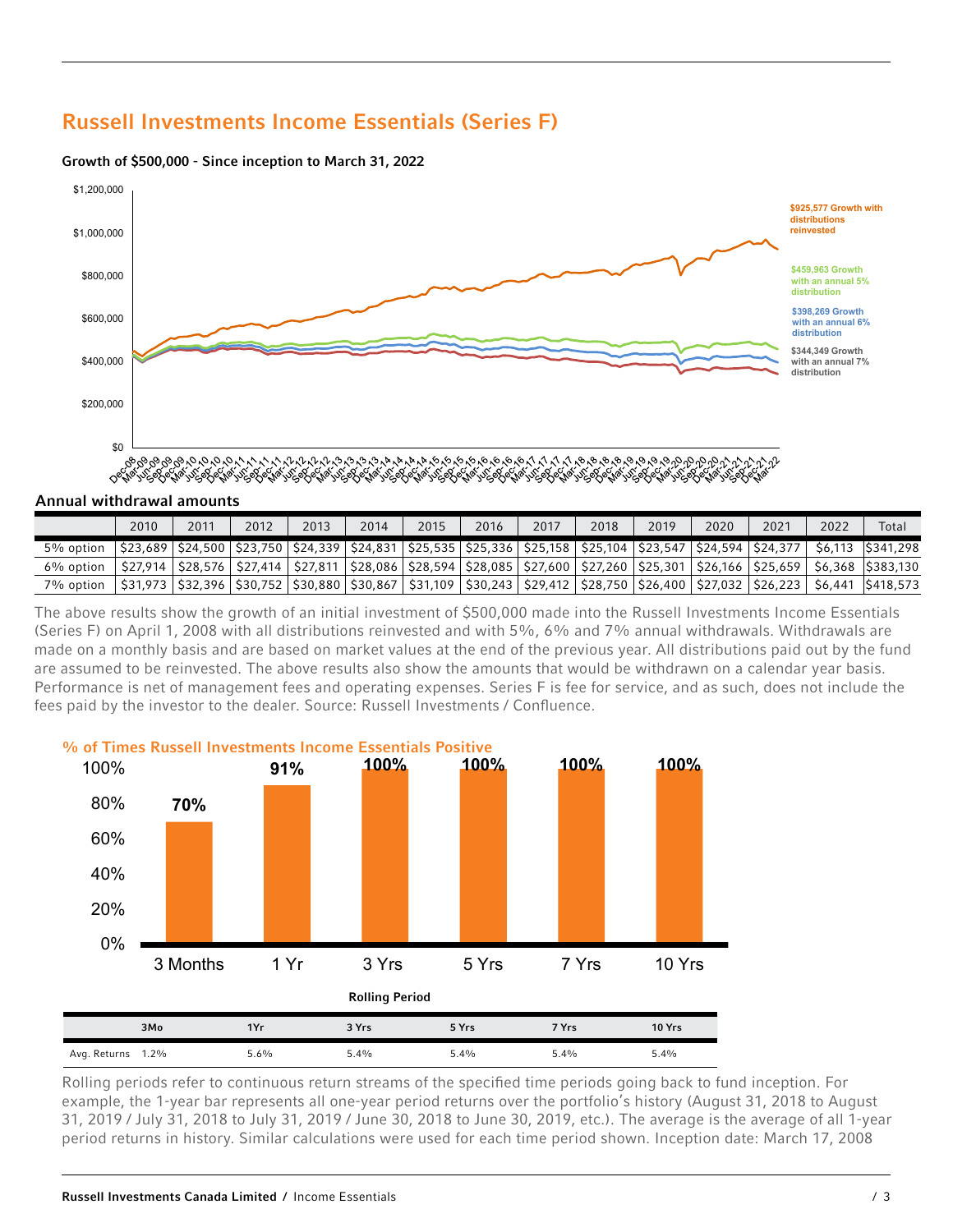## Russell Investments Income Essentials (Series F)

**Growth of $500,000 - Since inception to March 31, 2022**

$925,577 Growth with distributions reinvested

$459,963 Growth with an annual 5% distribution

$398,269 Growth with an annual 6% distribution

$344,349 Growth with an annual 7% distribution

**Annual withdrawal amounts**

| | 2010 | 2011 | 2012 | 2013 | 2014 | 2015 | 2016 | 2017 | 2018 | 2019 | 2020 | 2021 | 2022 | Total |
|---|---|---|---|---|---|---|---|---|---|---|---|---|---|---|
| 5% option | $23,689 | $24,500 | $23,750 | $24,339 | $24,831 | $25,535 | $25,336 | $25,158 | $25,104 | $23,547 | $24,594 | $24,377 | $6,113 | $341,298 |
| 6% option | $27,914 | $28,576 | $27,414 | $27,811 | $28,086 | $28,594 | $28,085 | $27,600 | $27,260 | $25,301 | $26,166 | $25,659 | $6,368 | $383,130 |
| 7% option | $31,973 | $32,396 | $30,752 | $30,880 | $30,867 | $31,109 | $30,243 | $29,412 | $28,750 | $26,400 | $27,032 | $26,223 | $6,441 | $418,573 |

The above results show the growth of an initial investment of $500,000 made into the Russell Investments Income Essentials (Series F) on April 1, 2008 with all distributions reinvested and with 5%, 6% and 7% annual withdrawals. Withdrawals are made on a monthly basis and are based on market values at the end of the previous year. All distributions paid out by the fund are assumed to be reinvested. The above results also show the amounts that would be withdrawn on a calendar year basis. Performance is net of management fees and operating expenses. Series F is fee for service, and as such, does not include the fees paid by the investor to the dealer. Source: Russell Investments / Confluence.

**% of Times Russell Investments Income Essentials Positive**

| Rolling Period | 3 Months | 1 Yr | 3 Yrs | 5 Yrs | 7 Yrs | 10 Yrs |
|---|---|---|---|---|---|---|
| % Positive | 70% | 91% | 100% | 100% | 100% | 100% |

| | 3Mo | 1Yr | 3 Yrs | 5 Yrs | 7 Yrs | 10 Yrs |
|---|---|---|---|---|---|---|
| Avg. Returns | 1.2% | 5.6% | 5.4% | 5.4% | 5.4% | 5.4% |

Rolling periods refer to continuous return streams of the specified time periods going back to fund inception. For example, the 1-year bar represents all one-year period returns over the portfolio's history (August 31, 2018 to August 31, 2019 / July 31, 2018 to July 31, 2019 / June 30, 2018 to June 30, 2019, etc.). The average is the average of all 1-year period returns in history. Similar calculations were used for each time period shown. Inception date: March 17, 2008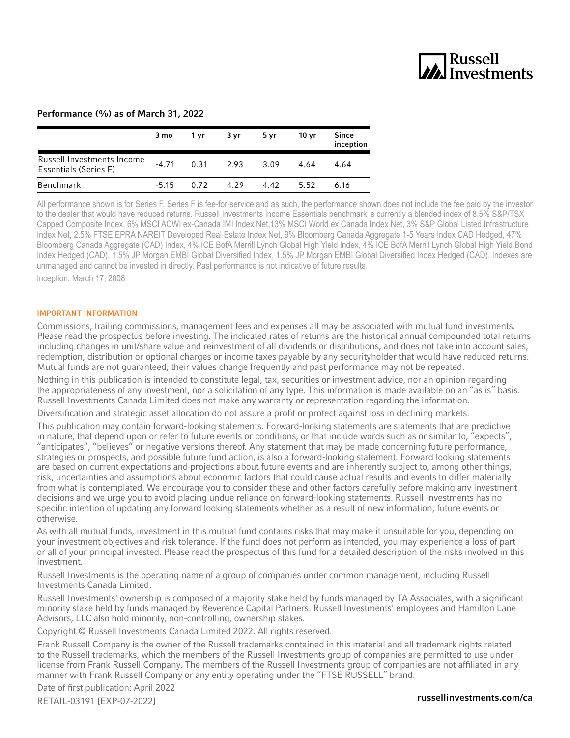**Performance (%) as of March 31, 2022**

| | 3 mo | 1 yr | 3 yr | 5 yr | 10 yr | Since inception |
|---|---|---|---|---|---|---|
| Russell Investments Income Essentials (Series F) | -4.71 | 0.31 | 2.93 | 3.09 | 4.64 | 4.64 |
| Benchmark | -5.15 | 0.72 | 4.29 | 4.42 | 5.52 | 6.16 |

All performance shown is for Series F. Series F is fee-for-service and as such, the performance shown does not include the fee paid by the investor to the dealer that would have reduced returns. Russell Investments Income Essentials benchmark is currently a blended index of 8.5% S&P/TSX Capped Composite Index, 6% MSCI ACWI ex-Canada IMI Index Net,13% MSCI World ex Canada Index Net, 3% S&P Global Listed Infrastructure Index Net, 2.5% FTSE EPRA NAREIT Developed Real Estate Index Net, 9% Bloomberg Canada Aggregate 1-5 Years Index CAD Hedged, 47% Bloomberg Canada Aggregate (CAD) Index, 4% ICE BofA Merrill Lynch Global High Yield Index, 4% ICE BofA Merrill Lynch Global High Yield Bond Index Hedged (CAD), 1.5% JP Morgan EMBI Global Diversified Index, 1.5% JP Morgan EMBI Global Diversified Index Hedged (CAD). Indexes are unmanaged and cannot be invested in directly. Past performance is not indicative of future results.

Inception: March 17, 2008

**IMPORTANT INFORMATION**

Commissions, trailing commissions, management fees and expenses all may be associated with mutual fund investments. Please read the prospectus before investing. The indicated rates of returns are the historical annual compounded total returns including changes in unit/share value and reinvestment of all dividends or distributions, and does not take into account sales, redemption, distribution or optional charges or income taxes payable by any securityholder that would have reduced returns. Mutual funds are not guaranteed, their values change frequently and past performance may not be repeated.

Nothing in this publication is intended to constitute legal, tax, securities or investment advice, nor an opinion regarding the appropriateness of any investment, nor a solicitation of any type. This information is made available on an "as is" basis. Russell Investments Canada Limited does not make any warranty or representation regarding the information.

Diversification and strategic asset allocation do not assure a profit or protect against loss in declining markets.

This publication may contain forward-looking statements. Forward-looking statements are statements that are predictive in nature, that depend upon or refer to future events or conditions, or that include words such as or similar to, "expects", "anticipates", "believes" or negative versions thereof. Any statement that may be made concerning future performance, strategies or prospects, and possible future fund action, is also a forward-looking statement. Forward looking statements are based on current expectations and projections about future events and are inherently subject to, among other things, risk, uncertainties and assumptions about economic factors that could cause actual results and events to differ materially from what is contemplated. We encourage you to consider these and other factors carefully before making any investment decisions and we urge you to avoid placing undue reliance on forward-looking statements. Russell Investments has no specific intention of updating any forward looking statements whether as a result of new information, future events or otherwise.

As with all mutual funds, investment in this mutual fund contains risks that may make it unsuitable for you, depending on your investment objectives and risk tolerance. If the fund does not perform as intended, you may experience a loss of part or all of your principal invested. Please read the prospectus of this fund for a detailed description of the risks involved in this investment.

Russell Investments is the operating name of a group of companies under common management, including Russell Investments Canada Limited.

Russell Investments' ownership is composed of a majority stake held by funds managed by TA Associates, with a significant minority stake held by funds managed by Reverence Capital Partners. Russell Investments' employees and Hamilton Lane Advisors, LLC also hold minority, non-controlling, ownership stakes.

Copyright © Russell Investments Canada Limited 2022. All rights reserved.

Frank Russell Company is the owner of the Russell trademarks contained in this material and all trademark rights related to the Russell trademarks, which the members of the Russell Investments group of companies are permitted to use under license from Frank Russell Company. The members of the Russell Investments group of companies are not affiliated in any manner with Frank Russell Company or any entity operating under the "FTSE RUSSELL" brand.

Date of first publication: April 2022

RETAIL-03191 [EXP-07-2022]

russellinvestments.com/ca